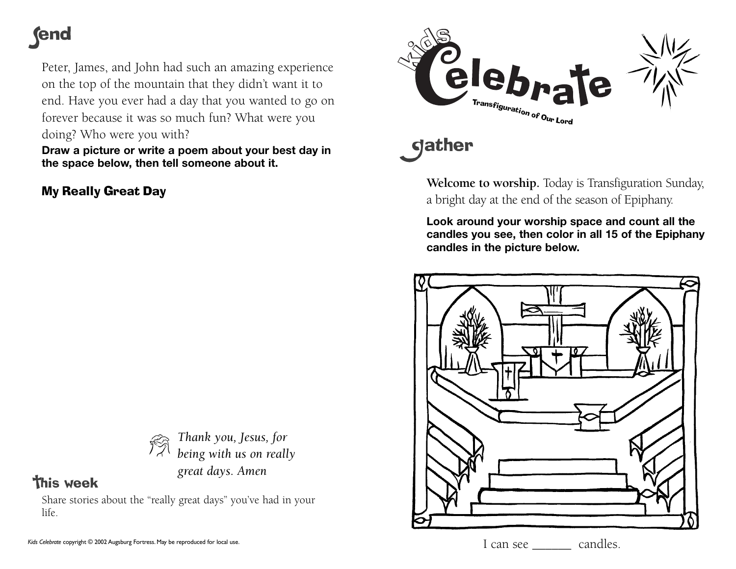## send

Peter, James, and John had such an amazing experience on the top of the mountain that they didn't want it to end. Have you ever had a day that you wanted to go on forever because it was so much fun? What were you doing? Who were you with?

**Draw a picture or write a poem about your best day in the space below, then tell someone about it.**

### My Really Great Day

*Thank you, Jesus, for being with us on really great days. Amen*

## this week

Share stories about the "really great days" you've had in your life.

*Kids Celebrate* copyright © 2002 Augsburg Fortress. May be reproduced for local use.

# kids Celebrate

Transfiguration of Our Lord

## gather

**Welcome to worship.** Today is Transfiguration Sunday, a bright day at the end of the season of Epiphany.

**Look around your worship space and count all the candles you see, then color in all 15 of the Epiphany candles in the picture below.**

I can see ______ candles.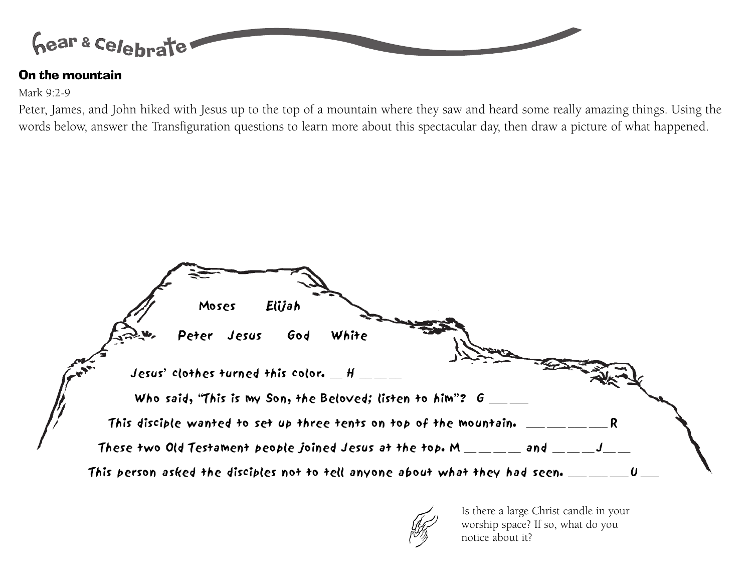# hear & celebrate

## On the mountain

Mark 9:2-9

Peter, James, and John hiked with Jesus up to the top of a mountain where they saw and heard some really amazing things. Using the words below, answer the Transfiguration questions to learn more about this spectacular day, then draw a picture of what happened.

Moses Elijah

Peter Jesus God White

Jesus' clothes turned this color. __ H __ __ __

Who said, "This is my Son, the Beloved; listen to him"? G __ __

This disciple wanted to set up three tents on top of the mountain. __ __ __ __ R

These two Old Testament people joined Jesus at the top. M __ __ __ __ and __ __ __ J __ __

This person asked the disciples not to tell anyone about what they had seen. __ __ __ U __

Is there a large Christ candle in your worship space? If so, what do you notice about it?